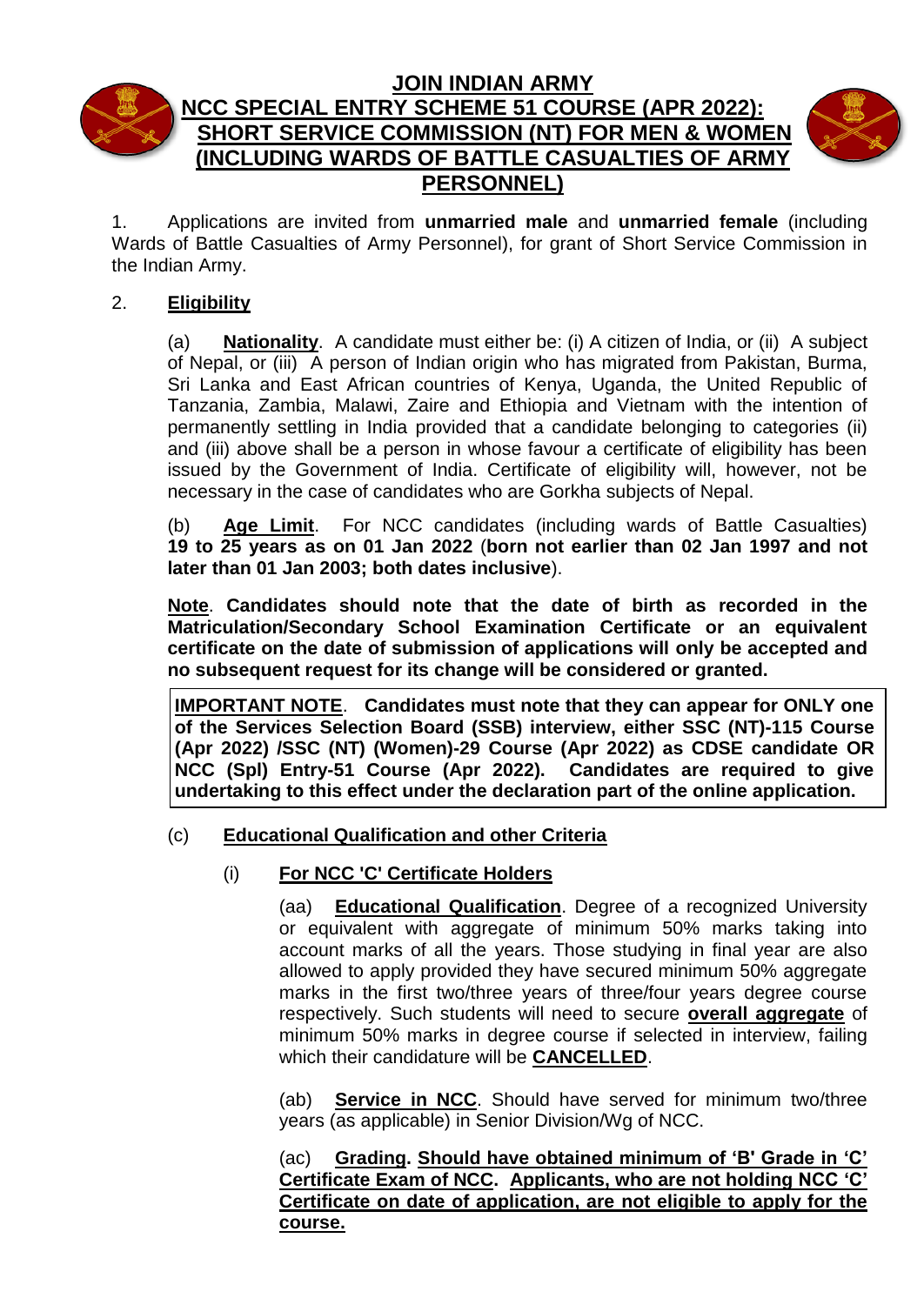# JOIN INDIAN ARMY
## NCC SPECIAL ENTRY SCHEME 51 COURSE (APR 2022): SHORT SERVICE COMMISSION (NT) FOR MEN & WOMEN (INCLUDING WARDS OF BATTLE CASUALTIES OF ARMY PERSONNEL)

1. Applications are invited from **unmarried male** and **unmarried female** (including Wards of Battle Casualties of Army Personnel), for grant of Short Service Commission in the Indian Army.

2. **Eligibility**

(a) **Nationality**. A candidate must either be: (i) A citizen of India, or (ii) A subject of Nepal, or (iii) A person of Indian origin who has migrated from Pakistan, Burma, Sri Lanka and East African countries of Kenya, Uganda, the United Republic of Tanzania, Zambia, Malawi, Zaire and Ethiopia and Vietnam with the intention of permanently settling in India provided that a candidate belonging to categories (ii) and (iii) above shall be a person in whose favour a certificate of eligibility has been issued by the Government of India. Certificate of eligibility will, however, not be necessary in the case of candidates who are Gorkha subjects of Nepal.

(b) **Age Limit**. For NCC candidates (including wards of Battle Casualties) **19 to 25 years as on 01 Jan 2022** (**born not earlier than 02 Jan 1997 and not later than 01 Jan 2003; both dates inclusive**).

**Note**. **Candidates should note that the date of birth as recorded in the Matriculation/Secondary School Examination Certificate or an equivalent certificate on the date of submission of applications will only be accepted and no subsequent request for its change will be considered or granted.**

**IMPORTANT NOTE**. **Candidates must note that they can appear for ONLY one of the Services Selection Board (SSB) interview, either SSC (NT)-115 Course (Apr 2022) /SSC (NT) (Women)-29 Course (Apr 2022) as CDSE candidate OR NCC (Spl) Entry-51 Course (Apr 2022). Candidates are required to give undertaking to this effect under the declaration part of the online application.**

(c) **Educational Qualification and other Criteria**

(i) **For NCC 'C' Certificate Holders**

(aa) **Educational Qualification**. Degree of a recognized University or equivalent with aggregate of minimum 50% marks taking into account marks of all the years. Those studying in final year are also allowed to apply provided they have secured minimum 50% aggregate marks in the first two/three years of three/four years degree course respectively. Such students will need to secure **overall aggregate** of minimum 50% marks in degree course if selected in interview, failing which their candidature will be **CANCELLED**.

(ab) **Service in NCC**. Should have served for minimum two/three years (as applicable) in Senior Division/Wg of NCC.

(ac) **Grading. Should have obtained minimum of 'B' Grade in 'C' Certificate Exam of NCC. Applicants, who are not holding NCC 'C' Certificate on date of application, are not eligible to apply for the course.**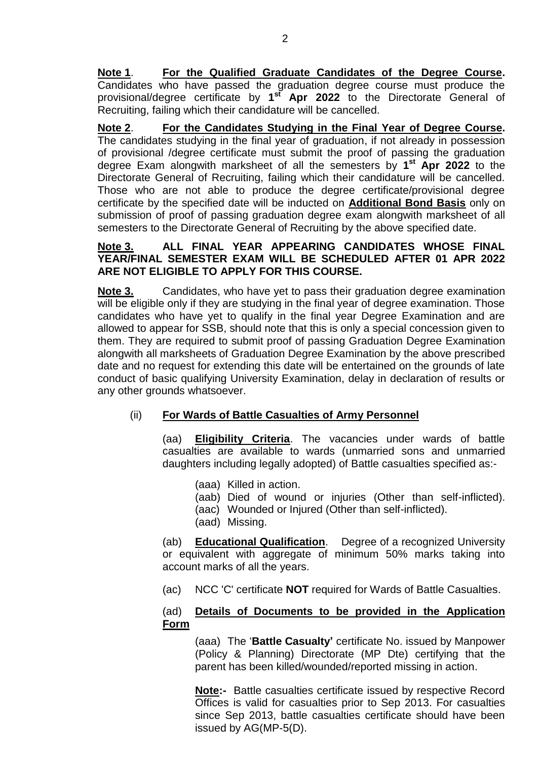**Note 1**. **For the Qualified Graduate Candidates of the Degree Course.** Candidates who have passed the graduation degree course must produce the provisional/degree certificate by **1st Apr 2022** to the Directorate General of Recruiting, failing which their candidature will be cancelled.

**Note 2**. **For the Candidates Studying in the Final Year of Degree Course.** The candidates studying in the final year of graduation, if not already in possession of provisional /degree certificate must submit the proof of passing the graduation degree Exam alongwith marksheet of all the semesters by **1st Apr 2022** to the Directorate General of Recruiting, failing which their candidature will be cancelled. Those who are not able to produce the degree certificate/provisional degree certificate by the specified date will be inducted on **Additional Bond Basis** only on submission of proof of passing graduation degree exam alongwith marksheet of all semesters to the Directorate General of Recruiting by the above specified date.

**Note 3. ALL FINAL YEAR APPEARING CANDIDATES WHOSE FINAL YEAR/FINAL SEMESTER EXAM WILL BE SCHEDULED AFTER 01 APR 2022 ARE NOT ELIGIBLE TO APPLY FOR THIS COURSE.**

**Note 3.** Candidates, who have yet to pass their graduation degree examination will be eligible only if they are studying in the final year of degree examination. Those candidates who have yet to qualify in the final year Degree Examination and are allowed to appear for SSB, should note that this is only a special concession given to them. They are required to submit proof of passing Graduation Degree Examination alongwith all marksheets of Graduation Degree Examination by the above prescribed date and no request for extending this date will be entertained on the grounds of late conduct of basic qualifying University Examination, delay in declaration of results or any other grounds whatsoever.

(ii) **For Wards of Battle Casualties of Army Personnel**

(aa) **Eligibility Criteria**. The vacancies under wards of battle casualties are available to wards (unmarried sons and unmarried daughters including legally adopted) of Battle casualties specified as:-

(aaa) Killed in action.
(aab) Died of wound or injuries (Other than self-inflicted).
(aac) Wounded or Injured (Other than self-inflicted).
(aad) Missing.

(ab) **Educational Qualification**. Degree of a recognized University or equivalent with aggregate of minimum 50% marks taking into account marks of all the years.

(ac) NCC 'C' certificate **NOT** required for Wards of Battle Casualties.

(ad) **Details of Documents to be provided in the Application Form**

(aaa) The '**Battle Casualty'** certificate No. issued by Manpower (Policy & Planning) Directorate (MP Dte) certifying that the parent has been killed/wounded/reported missing in action.

**Note:-** Battle casualties certificate issued by respective Record Offices is valid for casualties prior to Sep 2013. For casualties since Sep 2013, battle casualties certificate should have been issued by AG(MP-5(D).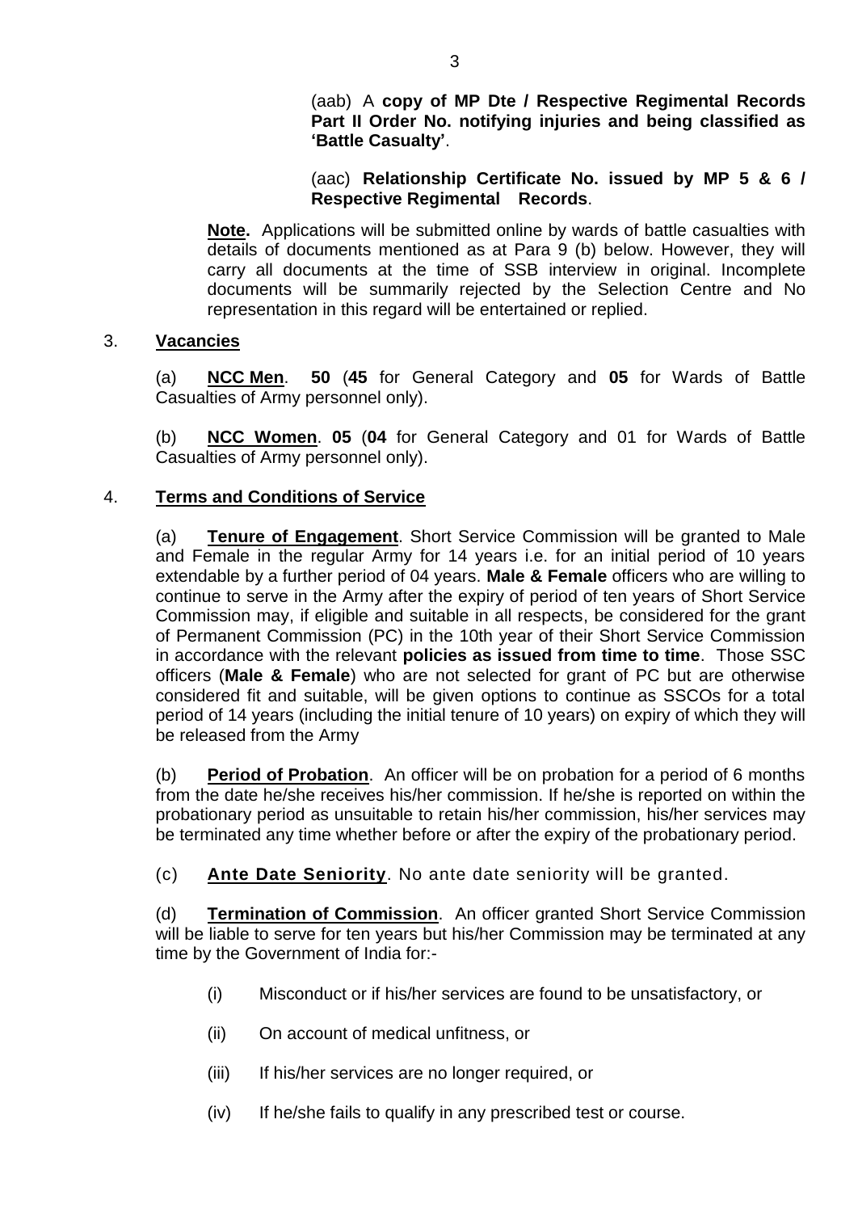(aab) A **copy of MP Dte / Respective Regimental Records Part II Order No. notifying injuries and being classified as 'Battle Casualty'**.

(aac) **Relationship Certificate No. issued by MP 5 & 6 / Respective Regimental Records**.

**Note.** Applications will be submitted online by wards of battle casualties with details of documents mentioned as at Para 9 (b) below. However, they will carry all documents at the time of SSB interview in original. Incomplete documents will be summarily rejected by the Selection Centre and No representation in this regard will be entertained or replied.

3. **Vacancies**

(a) **NCC Men**. **50** (**45** for General Category and **05** for Wards of Battle Casualties of Army personnel only).

(b) **NCC Women**. **05** (**04** for General Category and 01 for Wards of Battle Casualties of Army personnel only).

4. **Terms and Conditions of Service**

(a) **Tenure of Engagement**. Short Service Commission will be granted to Male and Female in the regular Army for 14 years i.e. for an initial period of 10 years extendable by a further period of 04 years. **Male & Female** officers who are willing to continue to serve in the Army after the expiry of period of ten years of Short Service Commission may, if eligible and suitable in all respects, be considered for the grant of Permanent Commission (PC) in the 10th year of their Short Service Commission in accordance with the relevant **policies as issued from time to time**. Those SSC officers (**Male & Female**) who are not selected for grant of PC but are otherwise considered fit and suitable, will be given options to continue as SSCOs for a total period of 14 years (including the initial tenure of 10 years) on expiry of which they will be released from the Army

(b) **Period of Probation**. An officer will be on probation for a period of 6 months from the date he/she receives his/her commission. If he/she is reported on within the probationary period as unsuitable to retain his/her commission, his/her services may be terminated any time whether before or after the expiry of the probationary period.

(c) **Ante Date Seniority**. No ante date seniority will be granted.

(d) **Termination of Commission**. An officer granted Short Service Commission will be liable to serve for ten years but his/her Commission may be terminated at any time by the Government of India for:-

(i) Misconduct or if his/her services are found to be unsatisfactory, or

(ii) On account of medical unfitness, or

(iii) If his/her services are no longer required, or

(iv) If he/she fails to qualify in any prescribed test or course.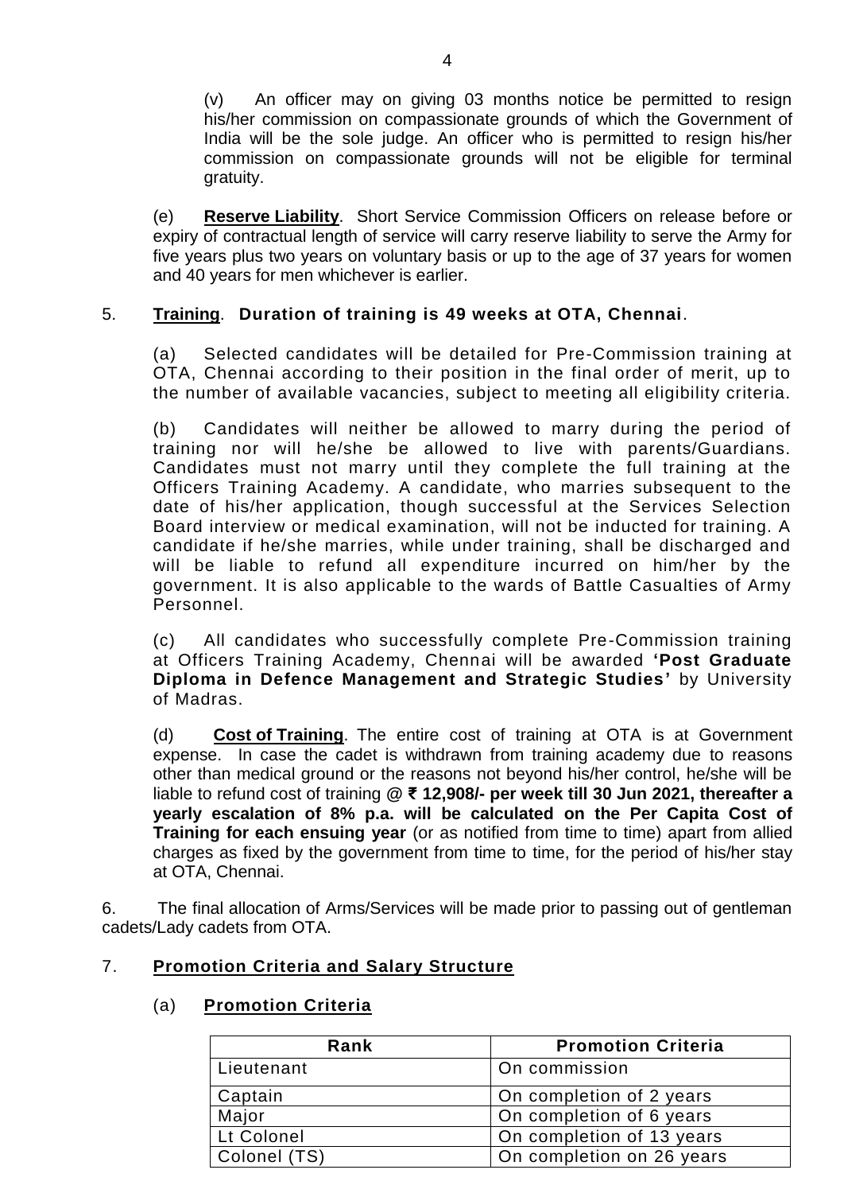(v) An officer may on giving 03 months notice be permitted to resign his/her commission on compassionate grounds of which the Government of India will be the sole judge. An officer who is permitted to resign his/her commission on compassionate grounds will not be eligible for terminal gratuity.

(e) **Reserve Liability**. Short Service Commission Officers on release before or expiry of contractual length of service will carry reserve liability to serve the Army for five years plus two years on voluntary basis or up to the age of 37 years for women and 40 years for men whichever is earlier.

5. **Training**. **Duration of training is 49 weeks at OTA, Chennai**.

(a) Selected candidates will be detailed for Pre-Commission training at OTA, Chennai according to their position in the final order of merit, up to the number of available vacancies, subject to meeting all eligibility criteria.

(b) Candidates will neither be allowed to marry during the period of training nor will he/she be allowed to live with parents/Guardians. Candidates must not marry until they complete the full training at the Officers Training Academy. A candidate, who marries subsequent to the date of his/her application, though successful at the Services Selection Board interview or medical examination, will not be inducted for training. A candidate if he/she marries, while under training, shall be discharged and will be liable to refund all expenditure incurred on him/her by the government. It is also applicable to the wards of Battle Casualties of Army Personnel.

(c) All candidates who successfully complete Pre-Commission training at Officers Training Academy, Chennai will be awarded **'Post Graduate Diploma in Defence Management and Strategic Studies'** by University of Madras.

(d) **Cost of Training**. The entire cost of training at OTA is at Government expense. In case the cadet is withdrawn from training academy due to reasons other than medical ground or the reasons not beyond his/her control, he/she will be liable to refund cost of training **@ ₹ 12,908/- per week till 30 Jun 2021, thereafter a yearly escalation of 8% p.a. will be calculated on the Per Capita Cost of Training for each ensuing year** (or as notified from time to time) apart from allied charges as fixed by the government from time to time, for the period of his/her stay at OTA, Chennai.

6. The final allocation of Arms/Services will be made prior to passing out of gentleman cadets/Lady cadets from OTA.

7. **Promotion Criteria and Salary Structure**

(a) **Promotion Criteria**

| Rank | Promotion Criteria |
|---|---|
| Lieutenant | On commission |
| Captain | On completion of 2 years |
| Major | On completion of 6 years |
| Lt Colonel | On completion of 13 years |
| Colonel (TS) | On completion on 26 years |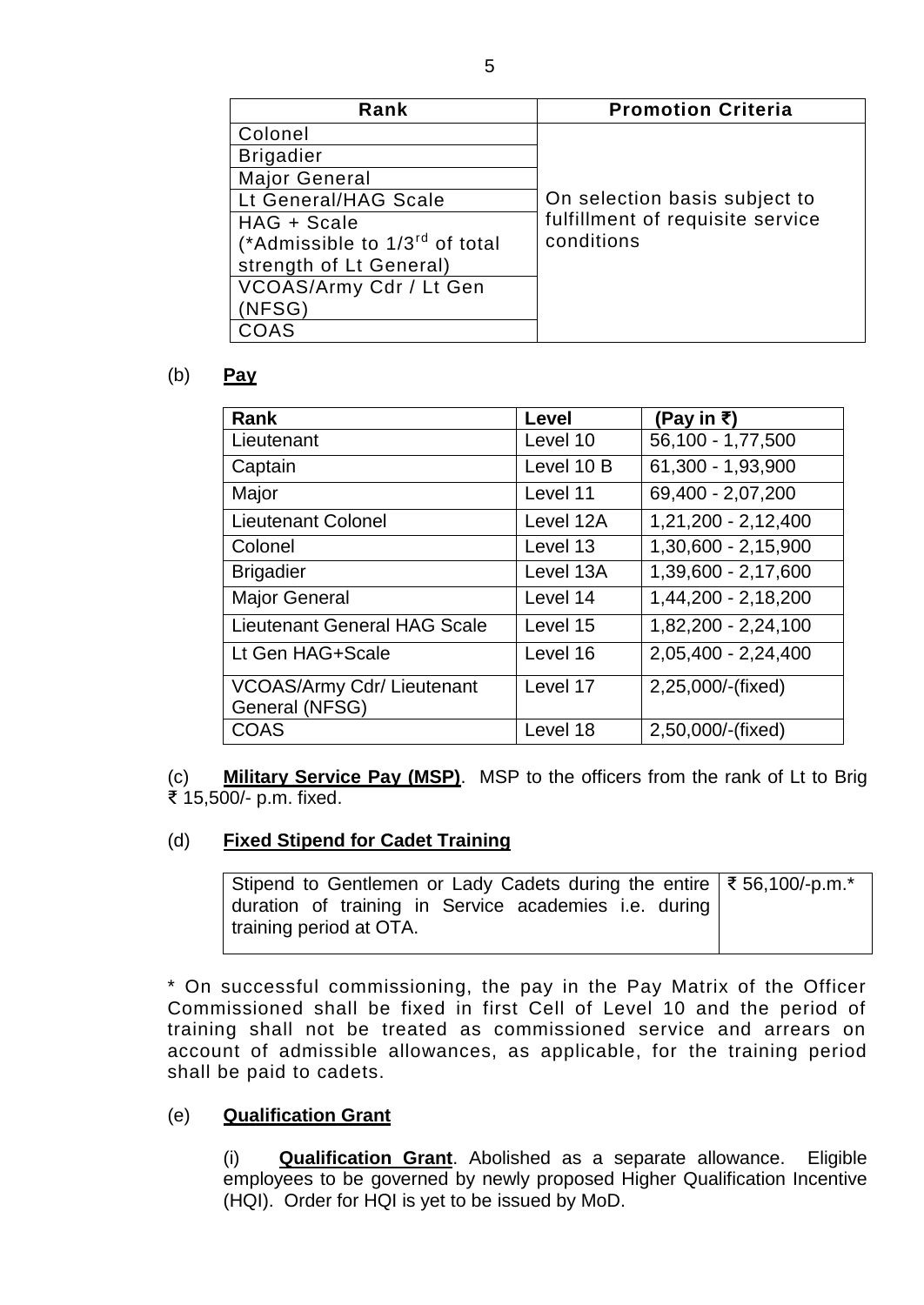| Rank | Promotion Criteria |
|---|---|
| Colonel | On selection basis subject to fulfillment of requisite service conditions |
| Brigadier | |
| Major General | |
| Lt General/HAG Scale | |
| HAG + Scale (*Admissible to 1/3rd of total strength of Lt General) | |
| VCOAS/Army Cdr / Lt Gen (NFSG) | |
| COAS | |

(b) **Pay**

| Rank | Level | (Pay in ₹) |
|---|---|---|
| Lieutenant | Level 10 | 56,100 - 1,77,500 |
| Captain | Level 10 B | 61,300 - 1,93,900 |
| Major | Level 11 | 69,400 - 2,07,200 |
| Lieutenant Colonel | Level 12A | 1,21,200 - 2,12,400 |
| Colonel | Level 13 | 1,30,600 - 2,15,900 |
| Brigadier | Level 13A | 1,39,600 - 2,17,600 |
| Major General | Level 14 | 1,44,200 - 2,18,200 |
| Lieutenant General HAG Scale | Level 15 | 1,82,200 - 2,24,100 |
| Lt Gen HAG+Scale | Level 16 | 2,05,400 - 2,24,400 |
| VCOAS/Army Cdr/ Lieutenant General (NFSG) | Level 17 | 2,25,000/-(fixed) |
| COAS | Level 18 | 2,50,000/-(fixed) |

(c) **Military Service Pay (MSP)**. MSP to the officers from the rank of Lt to Brig ₹ 15,500/- p.m. fixed.

(d) **Fixed Stipend for Cadet Training**

| Stipend to Gentlemen or Lady Cadets during the entire duration of training in Service academies i.e. during training period at OTA. | ₹ 56,100/-p.m.* |
|---|---|

\* On successful commissioning, the pay in the Pay Matrix of the Officer Commissioned shall be fixed in first Cell of Level 10 and the period of training shall not be treated as commissioned service and arrears on account of admissible allowances, as applicable, for the training period shall be paid to cadets.

(e) **Qualification Grant**

(i) **Qualification Grant**. Abolished as a separate allowance. Eligible employees to be governed by newly proposed Higher Qualification Incentive (HQI). Order for HQI is yet to be issued by MoD.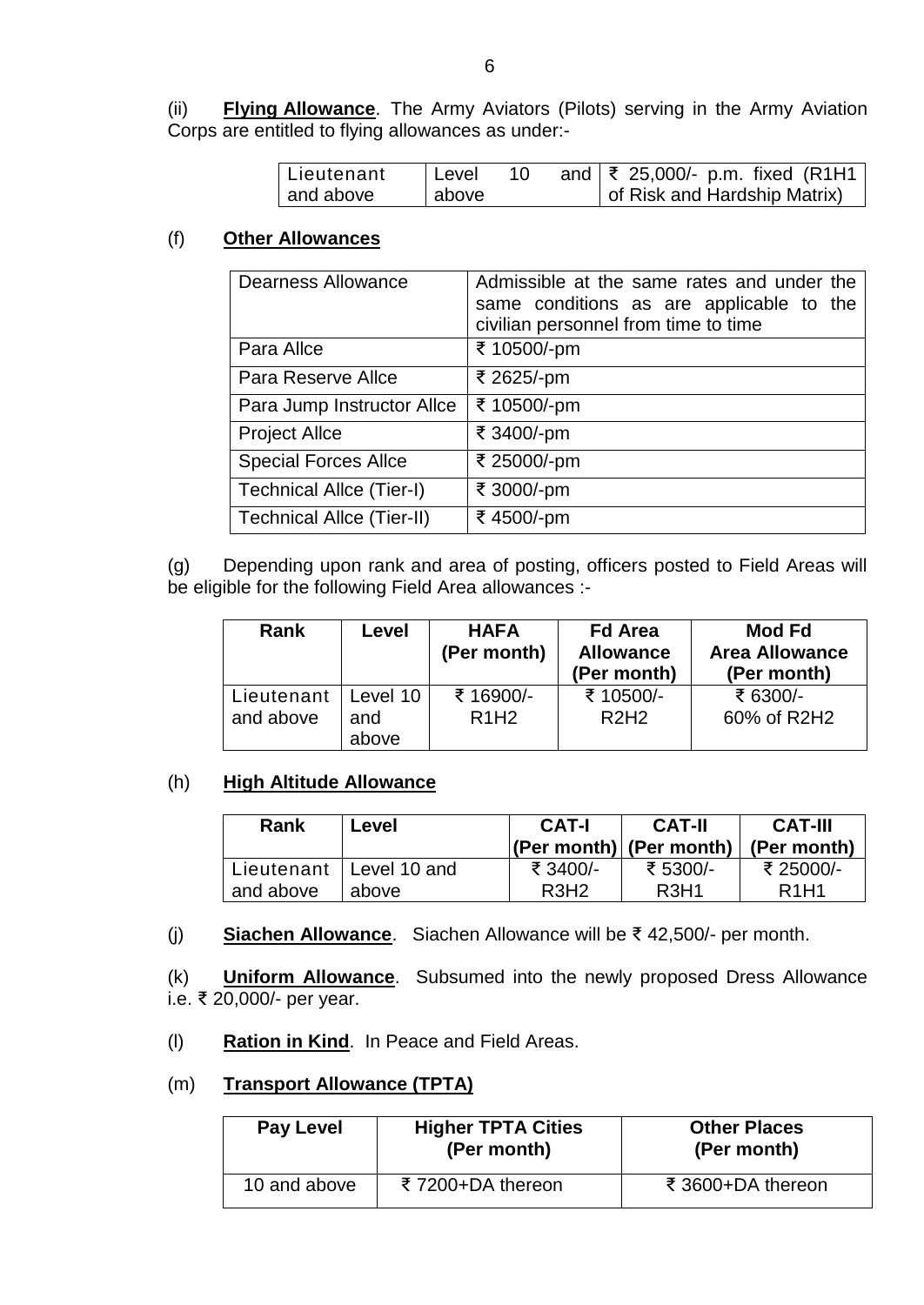(ii) **Flying Allowance**. The Army Aviators (Pilots) serving in the Army Aviation Corps are entitled to flying allowances as under:-

| Lieutenant and above | Level 10 and above | ₹ 25,000/- p.m. fixed (R1H1 of Risk and Hardship Matrix) |
|---|---|---|

(f) **Other Allowances**

| Dearness Allowance | Admissible at the same rates and under the same conditions as are applicable to the civilian personnel from time to time |
|---|---|
| Para Allce | ₹ 10500/-pm |
| Para Reserve Allce | ₹ 2625/-pm |
| Para Jump Instructor Allce | ₹ 10500/-pm |
| Project Allce | ₹ 3400/-pm |
| Special Forces Allce | ₹ 25000/-pm |
| Technical Allce (Tier-I) | ₹ 3000/-pm |
| Technical Allce (Tier-II) | ₹ 4500/-pm |

(g) Depending upon rank and area of posting, officers posted to Field Areas will be eligible for the following Field Area allowances :-

| Rank | Level | HAFA (Per month) | Fd Area Allowance (Per month) | Mod Fd Area Allowance (Per month) |
|---|---|---|---|---|
| Lieutenant and above | Level 10 and above | ₹ 16900/- R1H2 | ₹ 10500/- R2H2 | ₹ 6300/- 60% of R2H2 |

(h) **High Altitude Allowance**

| Rank | Level | CAT-I (Per month) | CAT-II (Per month) | CAT-III (Per month) |
|---|---|---|---|---|
| Lieutenant and above | Level 10 and above | ₹ 3400/- R3H2 | ₹ 5300/- R3H1 | ₹ 25000/- R1H1 |

(j) **Siachen Allowance**. Siachen Allowance will be ₹ 42,500/- per month.

(k) **Uniform Allowance**. Subsumed into the newly proposed Dress Allowance i.e. ₹ 20,000/- per year.

(l) **Ration in Kind**. In Peace and Field Areas.

(m) **Transport Allowance (TPTA)**

| Pay Level | Higher TPTA Cities (Per month) | Other Places (Per month) |
|---|---|---|
| 10 and above | ₹ 7200+DA thereon | ₹ 3600+DA thereon |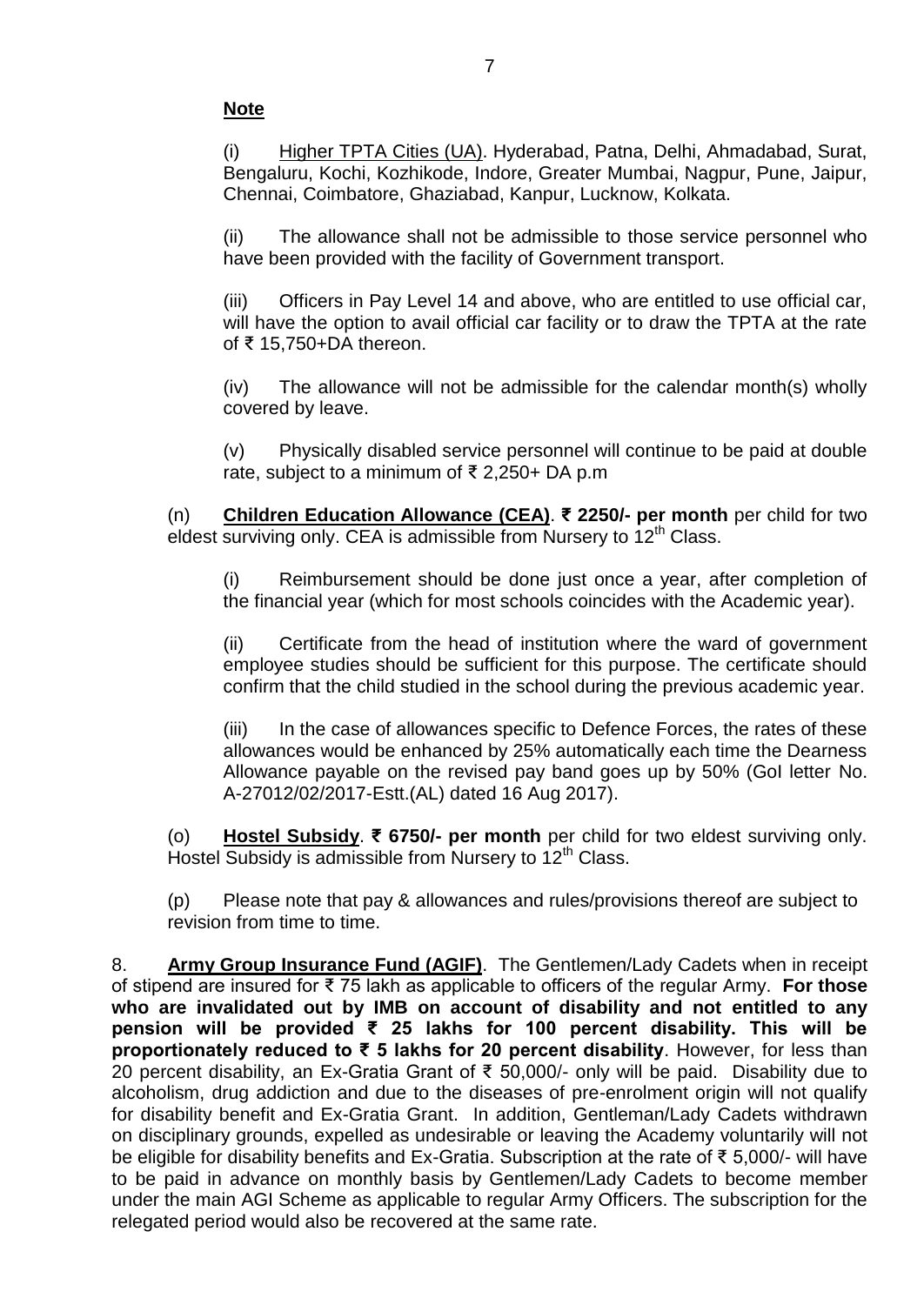**Note**

(i) Higher TPTA Cities (UA). Hyderabad, Patna, Delhi, Ahmadabad, Surat, Bengaluru, Kochi, Kozhikode, Indore, Greater Mumbai, Nagpur, Pune, Jaipur, Chennai, Coimbatore, Ghaziabad, Kanpur, Lucknow, Kolkata.

(ii) The allowance shall not be admissible to those service personnel who have been provided with the facility of Government transport.

(iii) Officers in Pay Level 14 and above, who are entitled to use official car, will have the option to avail official car facility or to draw the TPTA at the rate of ₹ 15,750+DA thereon.

(iv) The allowance will not be admissible for the calendar month(s) wholly covered by leave.

(v) Physically disabled service personnel will continue to be paid at double rate, subject to a minimum of ₹ 2,250+ DA p.m

(n) **Children Education Allowance (CEA)**. **₹ 2250/- per month** per child for two eldest surviving only. CEA is admissible from Nursery to 12th Class.

(i) Reimbursement should be done just once a year, after completion of the financial year (which for most schools coincides with the Academic year).

(ii) Certificate from the head of institution where the ward of government employee studies should be sufficient for this purpose. The certificate should confirm that the child studied in the school during the previous academic year.

(iii) In the case of allowances specific to Defence Forces, the rates of these allowances would be enhanced by 25% automatically each time the Dearness Allowance payable on the revised pay band goes up by 50% (GoI letter No. A-27012/02/2017-Estt.(AL) dated 16 Aug 2017).

(o) **Hostel Subsidy**. **₹ 6750/- per month** per child for two eldest surviving only. Hostel Subsidy is admissible from Nursery to 12th Class.

(p) Please note that pay & allowances and rules/provisions thereof are subject to revision from time to time.

8. **Army Group Insurance Fund (AGIF)**. The Gentlemen/Lady Cadets when in receipt of stipend are insured for ₹ 75 lakh as applicable to officers of the regular Army. **For those who are invalidated out by IMB on account of disability and not entitled to any pension will be provided ₹ 25 lakhs for 100 percent disability. This will be proportionately reduced to ₹ 5 lakhs for 20 percent disability**. However, for less than 20 percent disability, an Ex-Gratia Grant of ₹ 50,000/- only will be paid. Disability due to alcoholism, drug addiction and due to the diseases of pre-enrolment origin will not qualify for disability benefit and Ex-Gratia Grant. In addition, Gentleman/Lady Cadets withdrawn on disciplinary grounds, expelled as undesirable or leaving the Academy voluntarily will not be eligible for disability benefits and Ex-Gratia. Subscription at the rate of ₹ 5,000/- will have to be paid in advance on monthly basis by Gentlemen/Lady Cadets to become member under the main AGI Scheme as applicable to regular Army Officers. The subscription for the relegated period would also be recovered at the same rate.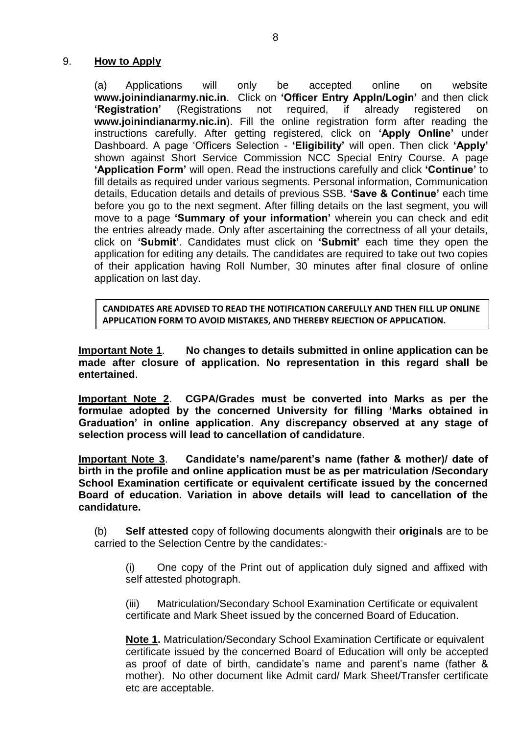## 9. **How to Apply**

(a) Applications will only be accepted online on website **www.joinindianarmy.nic.in**. Click on **'Officer Entry Appln/Login'** and then click **'Registration'** (Registrations not required, if already registered on **www.joinindianarmy.nic.in**). Fill the online registration form after reading the instructions carefully. After getting registered, click on **'Apply Online'** under Dashboard. A page 'Officers Selection - **'Eligibility'** will open. Then click **'Apply'** shown against Short Service Commission NCC Special Entry Course. A page **'Application Form'** will open. Read the instructions carefully and click **'Continue'** to fill details as required under various segments. Personal information, Communication details, Education details and details of previous SSB. **'Save & Continue'** each time before you go to the next segment. After filling details on the last segment, you will move to a page **'Summary of your information'** wherein you can check and edit the entries already made. Only after ascertaining the correctness of all your details, click on **'Submit'**. Candidates must click on **'Submit'** each time they open the application for editing any details. The candidates are required to take out two copies of their application having Roll Number, 30 minutes after final closure of online application on last day.

**CANDIDATES ARE ADVISED TO READ THE NOTIFICATION CAREFULLY AND THEN FILL UP ONLINE APPLICATION FORM TO AVOID MISTAKES, AND THEREBY REJECTION OF APPLICATION.**

**Important Note 1**. **No changes to details submitted in online application can be made after closure of application. No representation in this regard shall be entertained**.

**Important Note 2**. **CGPA/Grades must be converted into Marks as per the formulae adopted by the concerned University for filling 'Marks obtained in Graduation' in online application**. **Any discrepancy observed at any stage of selection process will lead to cancellation of candidature**.

**Important Note 3**. **Candidate's name/parent's name (father & mother)/ date of birth in the profile and online application must be as per matriculation /Secondary School Examination certificate or equivalent certificate issued by the concerned Board of education. Variation in above details will lead to cancellation of the candidature.**

(b) **Self attested** copy of following documents alongwith their **originals** are to be carried to the Selection Centre by the candidates:-

(i) One copy of the Print out of application duly signed and affixed with self attested photograph.

(iii) Matriculation/Secondary School Examination Certificate or equivalent certificate and Mark Sheet issued by the concerned Board of Education.

**Note 1.** Matriculation/Secondary School Examination Certificate or equivalent certificate issued by the concerned Board of Education will only be accepted as proof of date of birth, candidate's name and parent's name (father & mother). No other document like Admit card/ Mark Sheet/Transfer certificate etc are acceptable.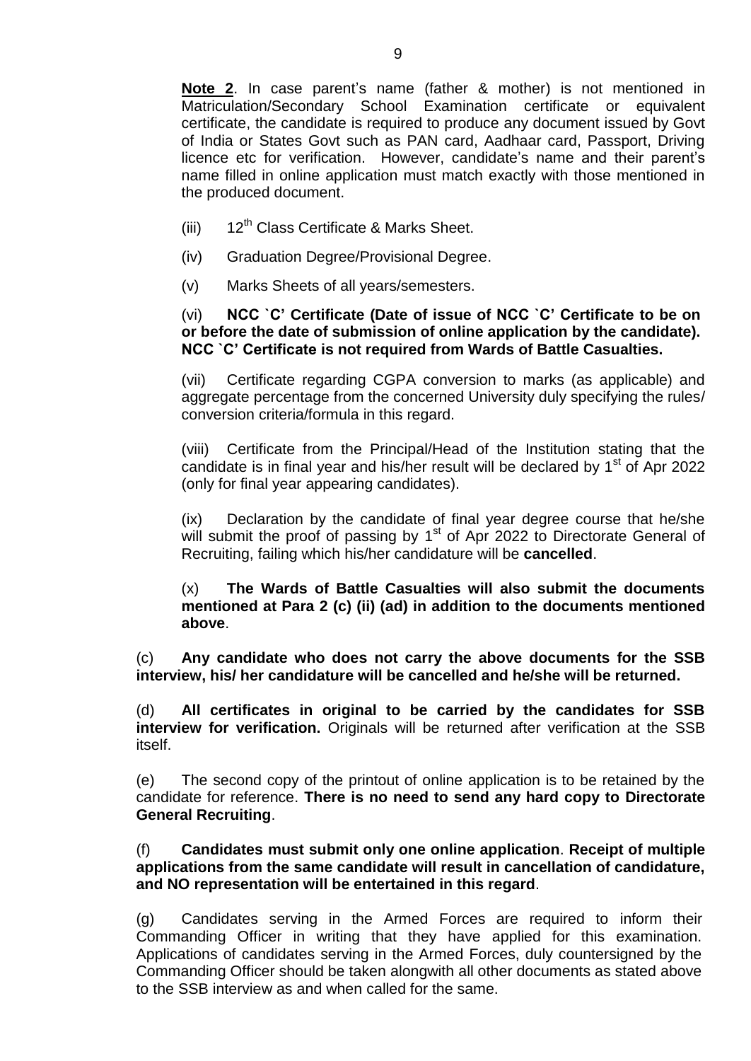**Note 2**. In case parent's name (father & mother) is not mentioned in Matriculation/Secondary School Examination certificate or equivalent certificate, the candidate is required to produce any document issued by Govt of India or States Govt such as PAN card, Aadhaar card, Passport, Driving licence etc for verification. However, candidate's name and their parent's name filled in online application must match exactly with those mentioned in the produced document.

(iii) 12th Class Certificate & Marks Sheet.

(iv) Graduation Degree/Provisional Degree.

(v) Marks Sheets of all years/semesters.

(vi) **NCC `C' Certificate (Date of issue of NCC `C' Certificate to be on or before the date of submission of online application by the candidate). NCC `C' Certificate is not required from Wards of Battle Casualties.**

(vii) Certificate regarding CGPA conversion to marks (as applicable) and aggregate percentage from the concerned University duly specifying the rules/ conversion criteria/formula in this regard.

(viii) Certificate from the Principal/Head of the Institution stating that the candidate is in final year and his/her result will be declared by 1st of Apr 2022 (only for final year appearing candidates).

(ix) Declaration by the candidate of final year degree course that he/she will submit the proof of passing by 1st of Apr 2022 to Directorate General of Recruiting, failing which his/her candidature will be **cancelled**.

(x) **The Wards of Battle Casualties will also submit the documents mentioned at Para 2 (c) (ii) (ad) in addition to the documents mentioned above**.

(c) **Any candidate who does not carry the above documents for the SSB interview, his/ her candidature will be cancelled and he/she will be returned.**

(d) **All certificates in original to be carried by the candidates for SSB interview for verification.** Originals will be returned after verification at the SSB itself.

(e) The second copy of the printout of online application is to be retained by the candidate for reference. **There is no need to send any hard copy to Directorate General Recruiting**.

(f) **Candidates must submit only one online application**. **Receipt of multiple applications from the same candidate will result in cancellation of candidature, and NO representation will be entertained in this regard**.

(g) Candidates serving in the Armed Forces are required to inform their Commanding Officer in writing that they have applied for this examination. Applications of candidates serving in the Armed Forces, duly countersigned by the Commanding Officer should be taken alongwith all other documents as stated above to the SSB interview as and when called for the same.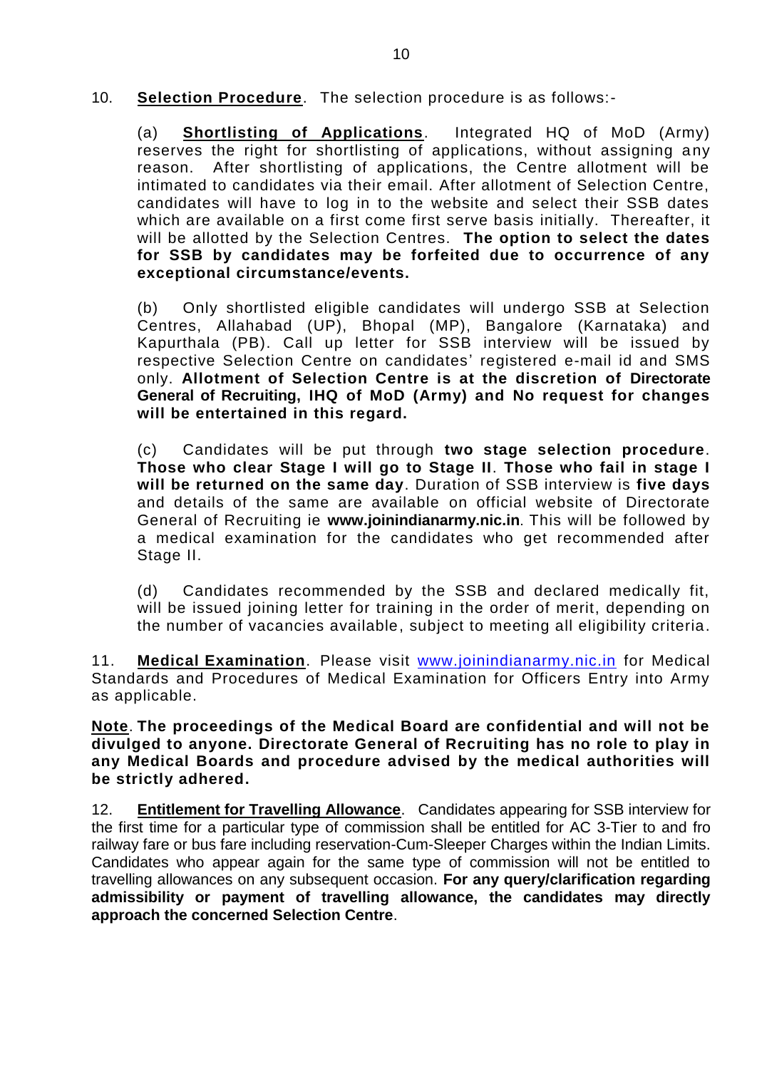10. **Selection Procedure**. The selection procedure is as follows:-

(a) **Shortlisting of Applications**. Integrated HQ of MoD (Army) reserves the right for shortlisting of applications, without assigning any reason. After shortlisting of applications, the Centre allotment will be intimated to candidates via their email. After allotment of Selection Centre, candidates will have to log in to the website and select their SSB dates which are available on a first come first serve basis initially. Thereafter, it will be allotted by the Selection Centres. **The option to select the dates for SSB by candidates may be forfeited due to occurrence of any exceptional circumstance/events.**

(b) Only shortlisted eligible candidates will undergo SSB at Selection Centres, Allahabad (UP), Bhopal (MP), Bangalore (Karnataka) and Kapurthala (PB). Call up letter for SSB interview will be issued by respective Selection Centre on candidates' registered e-mail id and SMS only. **Allotment of Selection Centre is at the discretion of Directorate General of Recruiting, IHQ of MoD (Army) and No request for changes will be entertained in this regard.**

(c) Candidates will be put through **two stage selection procedure**. **Those who clear Stage I will go to Stage II**. **Those who fail in stage I will be returned on the same day**. Duration of SSB interview is **five days** and details of the same are available on official website of Directorate General of Recruiting ie **www.joinindianarmy.nic.in**. This will be followed by a medical examination for the candidates who get recommended after Stage II.

(d) Candidates recommended by the SSB and declared medically fit, will be issued joining letter for training in the order of merit, depending on the number of vacancies available, subject to meeting all eligibility criteria.

11. **Medical Examination**. Please visit www.joinindianarmy.nic.in for Medical Standards and Procedures of Medical Examination for Officers Entry into Army as applicable.

**Note**. **The proceedings of the Medical Board are confidential and will not be divulged to anyone. Directorate General of Recruiting has no role to play in any Medical Boards and procedure advised by the medical authorities will be strictly adhered.**

12. **Entitlement for Travelling Allowance**. Candidates appearing for SSB interview for the first time for a particular type of commission shall be entitled for AC 3-Tier to and fro railway fare or bus fare including reservation-Cum-Sleeper Charges within the Indian Limits. Candidates who appear again for the same type of commission will not be entitled to travelling allowances on any subsequent occasion. **For any query/clarification regarding admissibility or payment of travelling allowance, the candidates may directly approach the concerned Selection Centre**.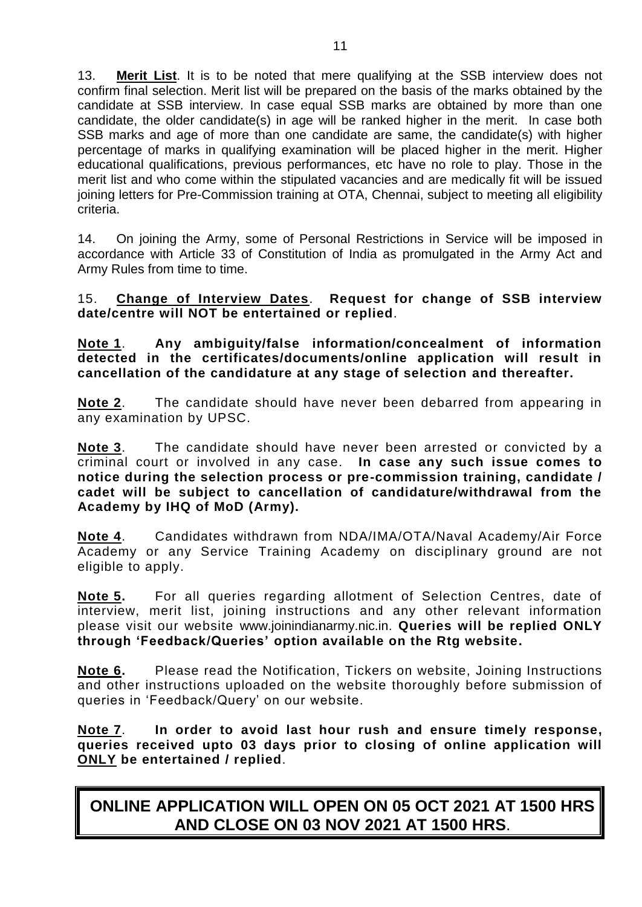13. **Merit List**. It is to be noted that mere qualifying at the SSB interview does not confirm final selection. Merit list will be prepared on the basis of the marks obtained by the candidate at SSB interview. In case equal SSB marks are obtained by more than one candidate, the older candidate(s) in age will be ranked higher in the merit. In case both SSB marks and age of more than one candidate are same, the candidate(s) with higher percentage of marks in qualifying examination will be placed higher in the merit. Higher educational qualifications, previous performances, etc have no role to play. Those in the merit list and who come within the stipulated vacancies and are medically fit will be issued joining letters for Pre-Commission training at OTA, Chennai, subject to meeting all eligibility criteria.

14. On joining the Army, some of Personal Restrictions in Service will be imposed in accordance with Article 33 of Constitution of India as promulgated in the Army Act and Army Rules from time to time.

15. **Change of Interview Dates**. **Request for change of SSB interview date/centre will NOT be entertained or replied**.

**Note 1**. **Any ambiguity/false information/concealment of information detected in the certificates/documents/online application will result in cancellation of the candidature at any stage of selection and thereafter.**

**Note 2**. The candidate should have never been debarred from appearing in any examination by UPSC.

**Note 3**. The candidate should have never been arrested or convicted by a criminal court or involved in any case. **In case any such issue comes to notice during the selection process or pre-commission training, candidate / cadet will be subject to cancellation of candidature/withdrawal from the Academy by IHQ of MoD (Army).**

**Note 4**. Candidates withdrawn from NDA/IMA/OTA/Naval Academy/Air Force Academy or any Service Training Academy on disciplinary ground are not eligible to apply.

**Note 5.** For all queries regarding allotment of Selection Centres, date of interview, merit list, joining instructions and any other relevant information please visit our website www.joinindianarmy.nic.in. **Queries will be replied ONLY through 'Feedback/Queries' option available on the Rtg website.**

**Note 6.** Please read the Notification, Tickers on website, Joining Instructions and other instructions uploaded on the website thoroughly before submission of queries in 'Feedback/Query' on our website.

**Note 7**. **In order to avoid last hour rush and ensure timely response, queries received upto 03 days prior to closing of online application will ONLY be entertained / replied**.

**ONLINE APPLICATION WILL OPEN ON 05 OCT 2021 AT 1500 HRS AND CLOSE ON 03 NOV 2021 AT 1500 HRS**.